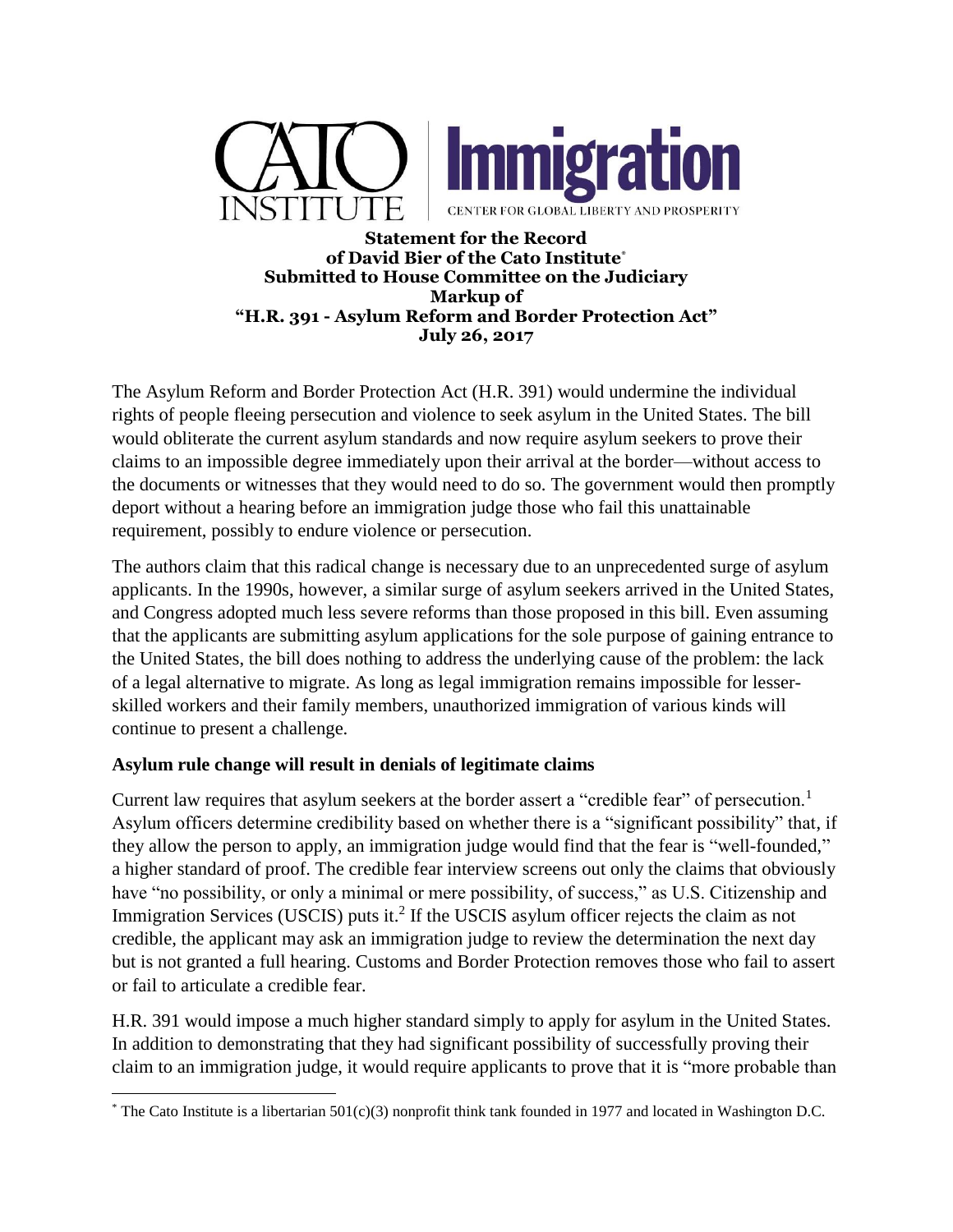CATO INSTITUTE | Immigration
CENTER FOR GLOBAL LIBERTY AND PROSPERITY

**Statement for the Record**
**of David Bier of the Cato Institute***
**Submitted to House Committee on the Judiciary**
**Markup of**
**"H.R. 391 - Asylum Reform and Border Protection Act"**
**July 26, 2017**

The Asylum Reform and Border Protection Act (H.R. 391) would undermine the individual rights of people fleeing persecution and violence to seek asylum in the United States. The bill would obliterate the current asylum standards and now require asylum seekers to prove their claims to an impossible degree immediately upon their arrival at the border—without access to the documents or witnesses that they would need to do so. The government would then promptly deport without a hearing before an immigration judge those who fail this unattainable requirement, possibly to endure violence or persecution.

The authors claim that this radical change is necessary due to an unprecedented surge of asylum applicants. In the 1990s, however, a similar surge of asylum seekers arrived in the United States, and Congress adopted much less severe reforms than those proposed in this bill. Even assuming that the applicants are submitting asylum applications for the sole purpose of gaining entrance to the United States, the bill does nothing to address the underlying cause of the problem: the lack of a legal alternative to migrate. As long as legal immigration remains impossible for lesser-skilled workers and their family members, unauthorized immigration of various kinds will continue to present a challenge.

## Asylum rule change will result in denials of legitimate claims

Current law requires that asylum seekers at the border assert a "credible fear" of persecution.[1] Asylum officers determine credibility based on whether there is a "significant possibility" that, if they allow the person to apply, an immigration judge would find that the fear is "well-founded," a higher standard of proof. The credible fear interview screens out only the claims that obviously have "no possibility, or only a minimal or mere possibility, of success," as U.S. Citizenship and Immigration Services (USCIS) puts it.[2] If the USCIS asylum officer rejects the claim as not credible, the applicant may ask an immigration judge to review the determination the next day but is not granted a full hearing. Customs and Border Protection removes those who fail to assert or fail to articulate a credible fear.

H.R. 391 would impose a much higher standard simply to apply for asylum in the United States. In addition to demonstrating that they had significant possibility of successfully proving their claim to an immigration judge, it would require applicants to prove that it is "more probable than

---

* The Cato Institute is a libertarian 501(c)(3) nonprofit think tank founded in 1977 and located in Washington D.C.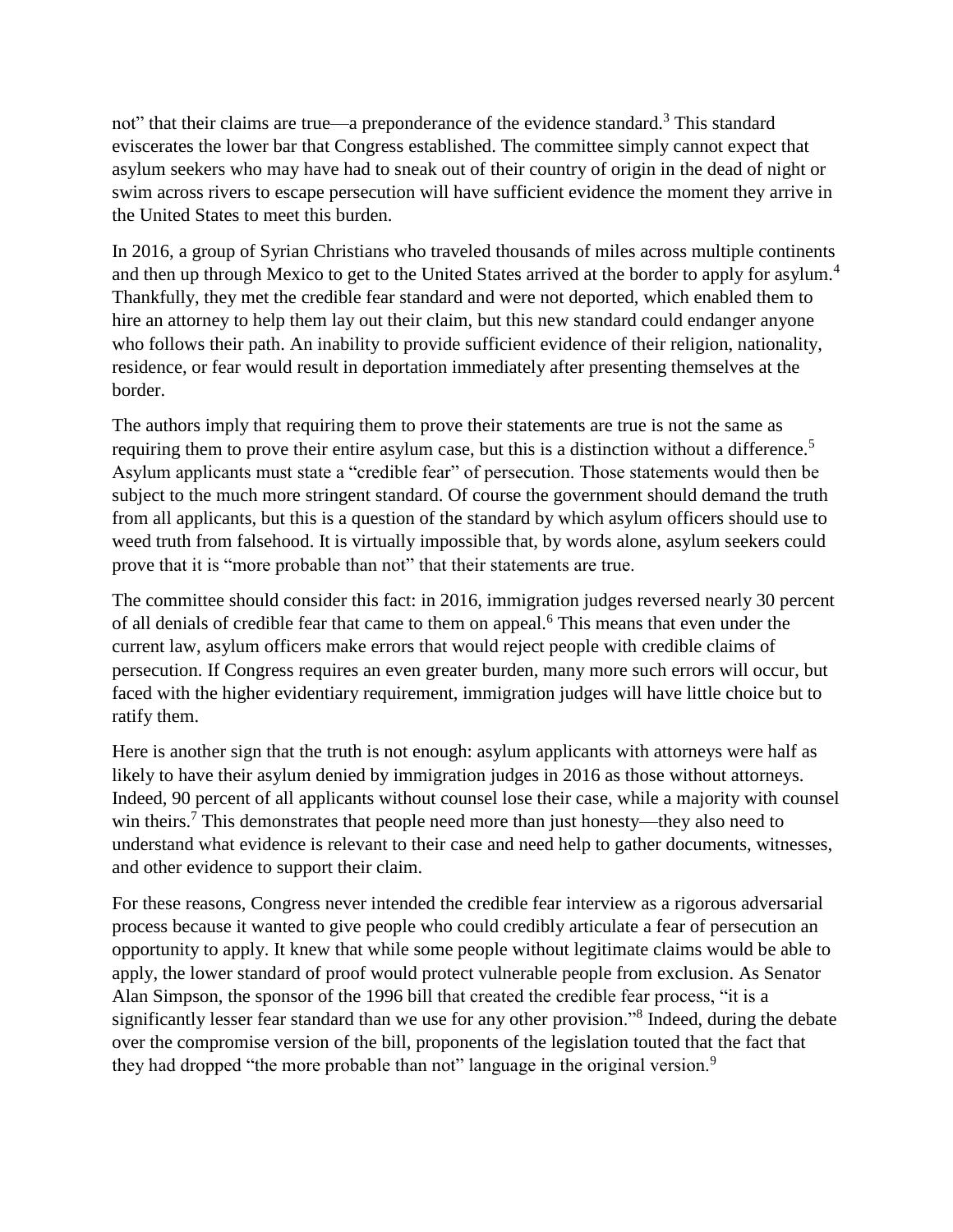not" that their claims are true—a preponderance of the evidence standard.[3] This standard eviscerates the lower bar that Congress established. The committee simply cannot expect that asylum seekers who may have had to sneak out of their country of origin in the dead of night or swim across rivers to escape persecution will have sufficient evidence the moment they arrive in the United States to meet this burden.

In 2016, a group of Syrian Christians who traveled thousands of miles across multiple continents and then up through Mexico to get to the United States arrived at the border to apply for asylum.[4] Thankfully, they met the credible fear standard and were not deported, which enabled them to hire an attorney to help them lay out their claim, but this new standard could endanger anyone who follows their path. An inability to provide sufficient evidence of their religion, nationality, residence, or fear would result in deportation immediately after presenting themselves at the border.

The authors imply that requiring them to prove their statements are true is not the same as requiring them to prove their entire asylum case, but this is a distinction without a difference.[5] Asylum applicants must state a "credible fear" of persecution. Those statements would then be subject to the much more stringent standard. Of course the government should demand the truth from all applicants, but this is a question of the standard by which asylum officers should use to weed truth from falsehood. It is virtually impossible that, by words alone, asylum seekers could prove that it is "more probable than not" that their statements are true.

The committee should consider this fact: in 2016, immigration judges reversed nearly 30 percent of all denials of credible fear that came to them on appeal.[6] This means that even under the current law, asylum officers make errors that would reject people with credible claims of persecution. If Congress requires an even greater burden, many more such errors will occur, but faced with the higher evidentiary requirement, immigration judges will have little choice but to ratify them.

Here is another sign that the truth is not enough: asylum applicants with attorneys were half as likely to have their asylum denied by immigration judges in 2016 as those without attorneys. Indeed, 90 percent of all applicants without counsel lose their case, while a majority with counsel win theirs.[7] This demonstrates that people need more than just honesty—they also need to understand what evidence is relevant to their case and need help to gather documents, witnesses, and other evidence to support their claim.

For these reasons, Congress never intended the credible fear interview as a rigorous adversarial process because it wanted to give people who could credibly articulate a fear of persecution an opportunity to apply. It knew that while some people without legitimate claims would be able to apply, the lower standard of proof would protect vulnerable people from exclusion. As Senator Alan Simpson, the sponsor of the 1996 bill that created the credible fear process, "it is a significantly lesser fear standard than we use for any other provision."[8] Indeed, during the debate over the compromise version of the bill, proponents of the legislation touted that the fact that they had dropped "the more probable than not" language in the original version.[9]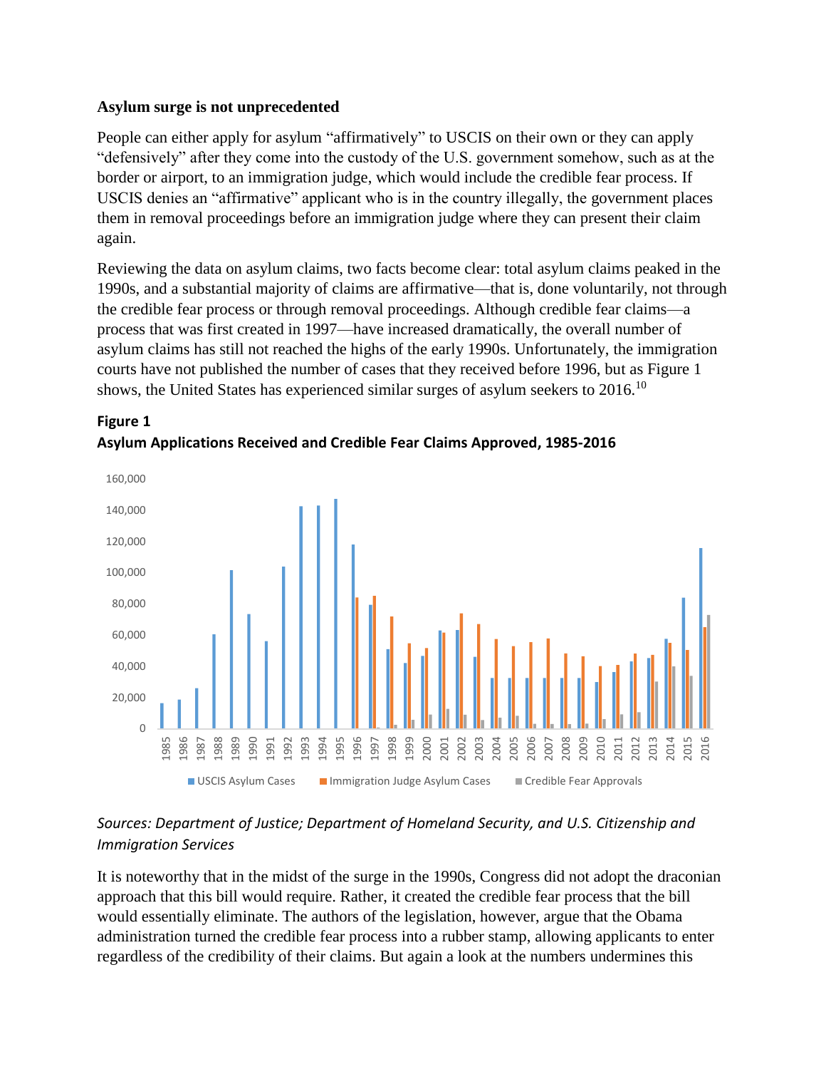**Asylum surge is not unprecedented**

People can either apply for asylum "affirmatively" to USCIS on their own or they can apply "defensively" after they come into the custody of the U.S. government somehow, such as at the border or airport, to an immigration judge, which would include the credible fear process. If USCIS denies an "affirmative" applicant who is in the country illegally, the government places them in removal proceedings before an immigration judge where they can present their claim again.

Reviewing the data on asylum claims, two facts become clear: total asylum claims peaked in the 1990s, and a substantial majority of claims are affirmative—that is, done voluntarily, not through the credible fear process or through removal proceedings. Although credible fear claims—a process that was first created in 1997—have increased dramatically, the overall number of asylum claims has still not reached the highs of the early 1990s. Unfortunately, the immigration courts have not published the number of cases that they received before 1996, but as Figure 1 shows, the United States has experienced similar surges of asylum seekers to 2016.[10]

**Figure 1**
**Asylum Applications Received and Credible Fear Claims Approved, 1985-2016**

*Sources: Department of Justice; Department of Homeland Security, and U.S. Citizenship and Immigration Services*

It is noteworthy that in the midst of the surge in the 1990s, Congress did not adopt the draconian approach that this bill would require. Rather, it created the credible fear process that the bill would essentially eliminate. The authors of the legislation, however, argue that the Obama administration turned the credible fear process into a rubber stamp, allowing applicants to enter regardless of the credibility of their claims. But again a look at the numbers undermines this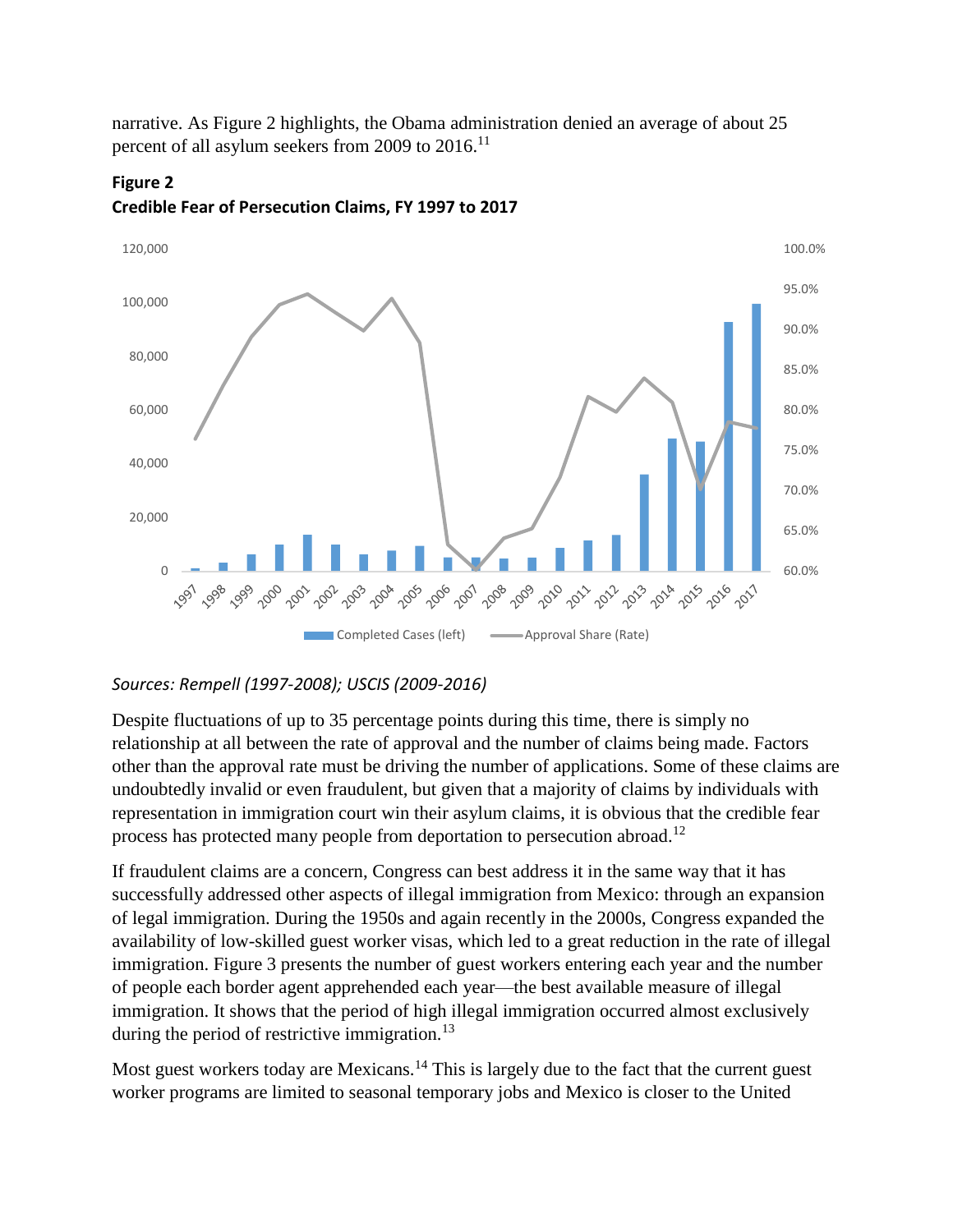narrative. As Figure 2 highlights, the Obama administration denied an average of about 25 percent of all asylum seekers from 2009 to 2016.[11]

**Figure 2**
**Credible Fear of Persecution Claims, FY 1997 to 2017**

*Sources: Rempell (1997-2008); USCIS (2009-2016)*

Despite fluctuations of up to 35 percentage points during this time, there is simply no relationship at all between the rate of approval and the number of claims being made. Factors other than the approval rate must be driving the number of applications. Some of these claims are undoubtedly invalid or even fraudulent, but given that a majority of claims by individuals with representation in immigration court win their asylum claims, it is obvious that the credible fear process has protected many people from deportation to persecution abroad.[12]

If fraudulent claims are a concern, Congress can best address it in the same way that it has successfully addressed other aspects of illegal immigration from Mexico: through an expansion of legal immigration. During the 1950s and again recently in the 2000s, Congress expanded the availability of low-skilled guest worker visas, which led to a great reduction in the rate of illegal immigration. Figure 3 presents the number of guest workers entering each year and the number of people each border agent apprehended each year—the best available measure of illegal immigration. It shows that the period of high illegal immigration occurred almost exclusively during the period of restrictive immigration.[13]

Most guest workers today are Mexicans.[14] This is largely due to the fact that the current guest worker programs are limited to seasonal temporary jobs and Mexico is closer to the United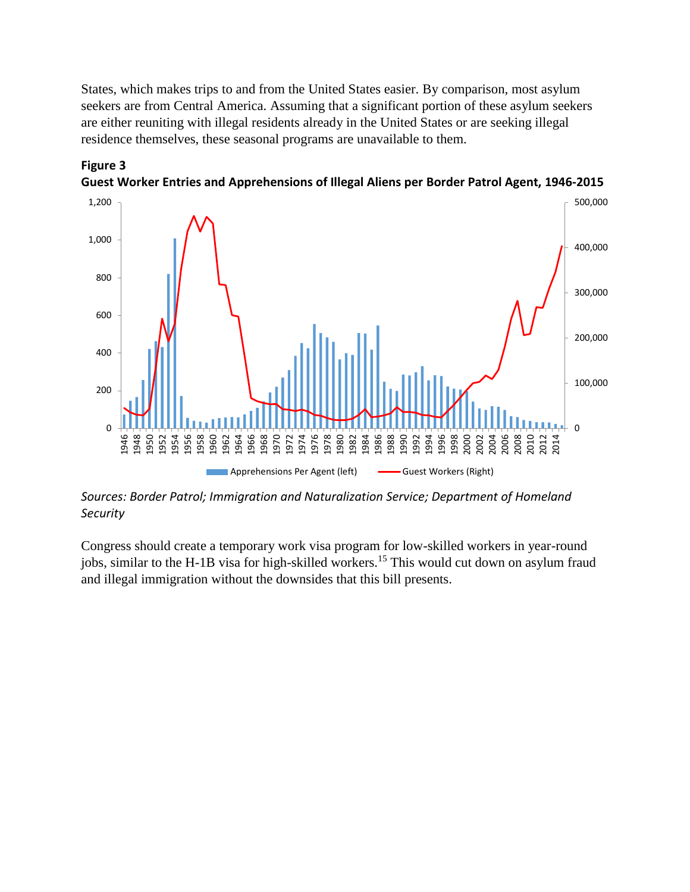States, which makes trips to and from the United States easier. By comparison, most asylum seekers are from Central America. Assuming that a significant portion of these asylum seekers are either reuniting with illegal residents already in the United States or are seeking illegal residence themselves, these seasonal programs are unavailable to them.

**Figure 3**
**Guest Worker Entries and Apprehensions of Illegal Aliens per Border Patrol Agent, 1946-2015**

*Sources: Border Patrol; Immigration and Naturalization Service; Department of Homeland Security*

Congress should create a temporary work visa program for low-skilled workers in year-round jobs, similar to the H-1B visa for high-skilled workers.[15] This would cut down on asylum fraud and illegal immigration without the downsides that this bill presents.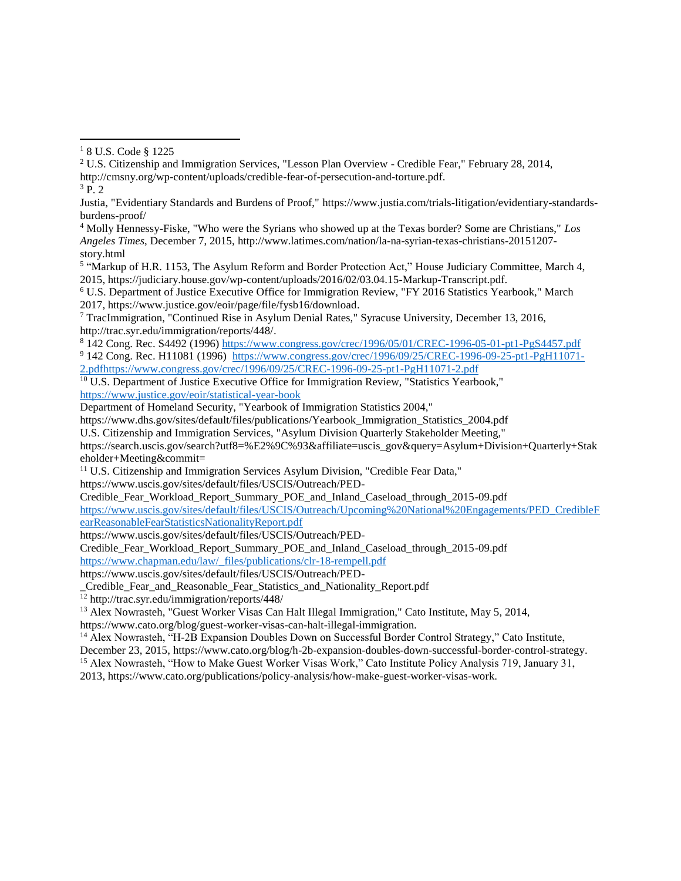[1] 8 U.S. Code § 1225

[2] U.S. Citizenship and Immigration Services, "Lesson Plan Overview - Credible Fear," February 28, 2014, http://cmsny.org/wp-content/uploads/credible-fear-of-persecution-and-torture.pdf.

[3] P. 2

Justia, "Evidentiary Standards and Burdens of Proof," https://www.justia.com/trials-litigation/evidentiary-standards-burdens-proof/

[4] Molly Hennessy-Fiske, "Who were the Syrians who showed up at the Texas border? Some are Christians," *Los Angeles Times*, December 7, 2015, http://www.latimes.com/nation/la-na-syrian-texas-christians-20151207-story.html

[5] "Markup of H.R. 1153, The Asylum Reform and Border Protection Act," House Judiciary Committee, March 4, 2015, https://judiciary.house.gov/wp-content/uploads/2016/02/03.04.15-Markup-Transcript.pdf.

[6] U.S. Department of Justice Executive Office for Immigration Review, "FY 2016 Statistics Yearbook," March 2017, https://www.justice.gov/eoir/page/file/fysb16/download.

[7] TracImmigration, "Continued Rise in Asylum Denial Rates," Syracuse University, December 13, 2016, http://trac.syr.edu/immigration/reports/448/.

[8] 142 Cong. Rec. S4492 (1996) https://www.congress.gov/crec/1996/05/01/CREC-1996-05-01-pt1-PgS4457.pdf

[9] 142 Cong. Rec. H11081 (1996) https://www.congress.gov/crec/1996/09/25/CREC-1996-09-25-pt1-PgH11071-2.pdfhttps://www.congress.gov/crec/1996/09/25/CREC-1996-09-25-pt1-PgH11071-2.pdf

[10] U.S. Department of Justice Executive Office for Immigration Review, "Statistics Yearbook," https://www.justice.gov/eoir/statistical-year-book

Department of Homeland Security, "Yearbook of Immigration Statistics 2004," https://www.dhs.gov/sites/default/files/publications/Yearbook_Immigration_Statistics_2004.pdf

U.S. Citizenship and Immigration Services, "Asylum Division Quarterly Stakeholder Meeting," https://search.uscis.gov/search?utf8=%E2%9C%93&affiliate=uscis_gov&query=Asylum+Division+Quarterly+Stakeholder+Meeting&commit=

[11] U.S. Citizenship and Immigration Services Asylum Division, "Credible Fear Data," https://www.uscis.gov/sites/default/files/USCIS/Outreach/PED-Credible_Fear_Workload_Report_Summary_POE_and_Inland_Caseload_through_2015-09.pdf

https://www.uscis.gov/sites/default/files/USCIS/Outreach/Upcoming%20National%20Engagements/PED_CredibleFearReasonableFearStatisticsNationalityReport.pdf

https://www.uscis.gov/sites/default/files/USCIS/Outreach/PED-Credible_Fear_Workload_Report_Summary_POE_and_Inland_Caseload_through_2015-09.pdf

https://www.chapman.edu/law/_files/publications/clr-18-rempell.pdf

https://www.uscis.gov/sites/default/files/USCIS/Outreach/PED-_Credible_Fear_and_Reasonable_Fear_Statistics_and_Nationality_Report.pdf

[12] http://trac.syr.edu/immigration/reports/448/

[13] Alex Nowrasteh, "Guest Worker Visas Can Halt Illegal Immigration," Cato Institute, May 5, 2014, https://www.cato.org/blog/guest-worker-visas-can-halt-illegal-immigration.

[14] Alex Nowrasteh, "H-2B Expansion Doubles Down on Successful Border Control Strategy," Cato Institute, December 23, 2015, https://www.cato.org/blog/h-2b-expansion-doubles-down-successful-border-control-strategy.

[15] Alex Nowrasteh, "How to Make Guest Worker Visas Work," Cato Institute Policy Analysis 719, January 31, 2013, https://www.cato.org/publications/policy-analysis/how-make-guest-worker-visas-work.